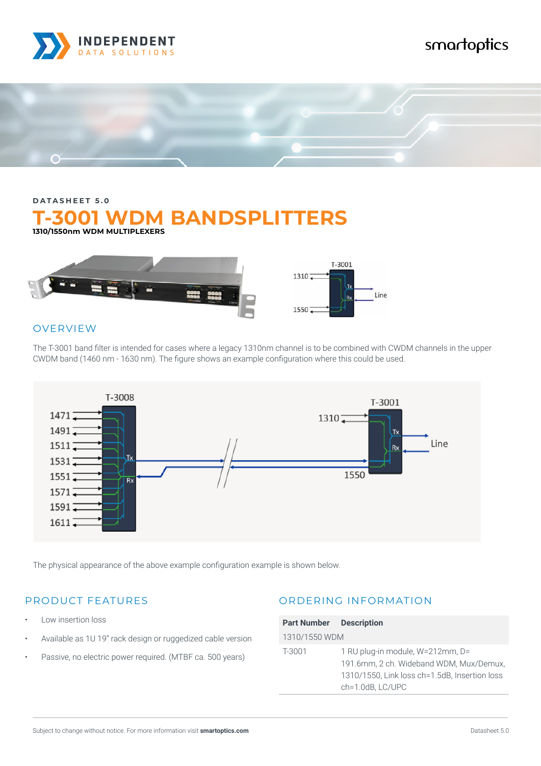DATASHEET 5.0

# T-3001 WDM BANDSPLITTERS

**1310/1550nm WDM MULTIPLEXERS**

## OVERVIEW

The T-3001 band filter is intended for cases where a legacy 1310nm channel is to be combined with CWDM channels in the upper CWDM band (1460 nm - 1630 nm). The figure shows an example configuration where this could be used.

The physical appearance of the above example configuration example is shown below.

## PRODUCT FEATURES

- Low insertion loss
- Available as 1U 19" rack design or ruggedized cable version
- Passive, no electric power required. (MTBF ca. 500 years)

## ORDERING INFORMATION

| Part Number | Description |
|---|---|
| 1310/1550 WDM | |
| T-3001 | 1 RU plug-in module, W=212mm, D=191.6mm, 2 ch. Wideband WDM, Mux/Demux, 1310/1550, Link loss ch=1.5dB, Insertion loss ch=1.0dB, LC/UPC |

Subject to change without notice. For more information visit **smartoptics.com**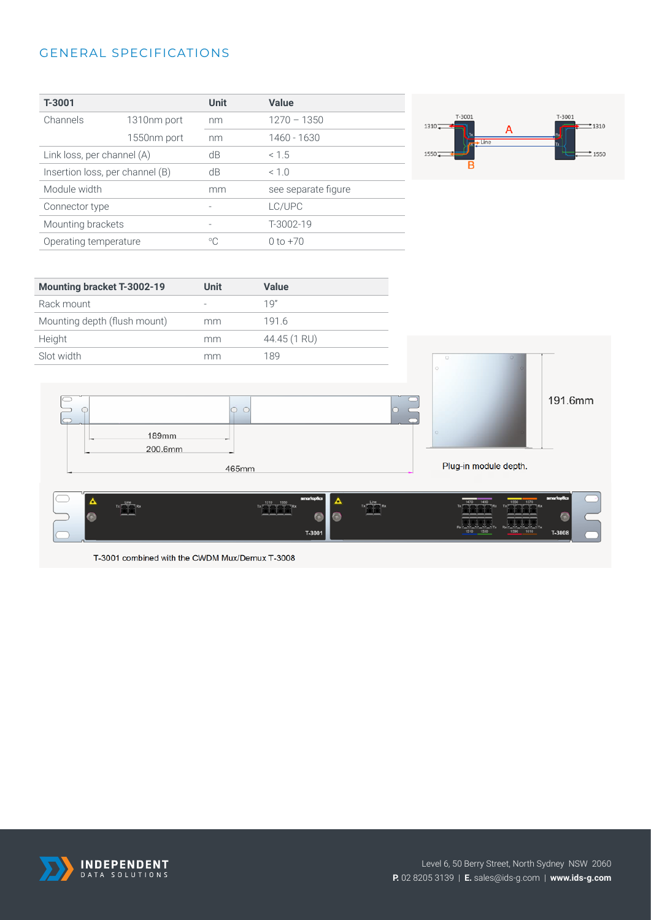# GENERAL SPECIFICATIONS

| T-3001 | | Unit | Value |
|---|---|---|---|
| Channels | 1310nm port | nm | 1270 – 1350 |
| | 1550nm port | nm | 1460 - 1630 |
| Link loss, per channel (A) | | dB | < 1.5 |
| Insertion loss, per channel (B) | | dB | < 1.0 |
| Module width | | mm | see separate figure |
| Connector type | | - | LC/UPC |
| Mounting brackets | | - | T-3002-19 |
| Operating temperature | | °C | 0 to +70 |

T-3001
1310
1550
Tx
Rx
Line
A
B
T-3001
Rx
Tx
1310
1550

| Mounting bracket T-3002-19 | Unit | Value |
|---|---|---|
| Rack mount | - | 19" |
| Mounting depth (flush mount) | mm | 191.6 |
| Height | mm | 44.45 (1 RU) |
| Slot width | mm | 189 |

189mm
200.6mm
465mm

191.6mm

Plug-in module depth.

T-3001 combined with the CWDM Mux/Demux T-3008

Level 6, 50 Berry Street, North Sydney NSW 2060
**P.** 02 8205 3139 | **E.** sales@ids-g.com | **www.ids-g.com**